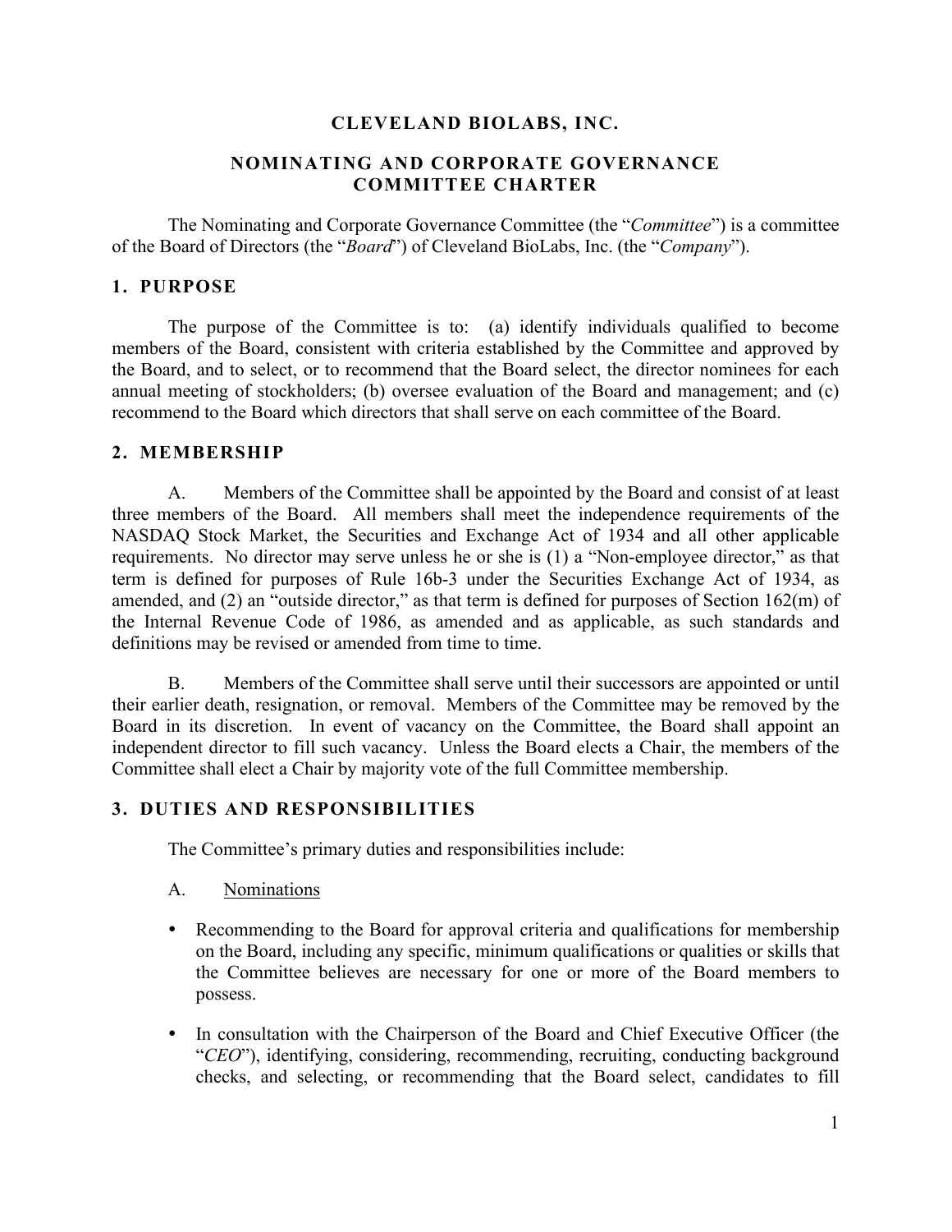# CLEVELAND BIOLABS, INC.

## NOMINATING AND CORPORATE GOVERNANCE COMMITTEE CHARTER

The Nominating and Corporate Governance Committee (the "*Committee*") is a committee of the Board of Directors (the "*Board*") of Cleveland BioLabs, Inc. (the "*Company*").

## 1. PURPOSE

The purpose of the Committee is to: (a) identify individuals qualified to become members of the Board, consistent with criteria established by the Committee and approved by the Board, and to select, or to recommend that the Board select, the director nominees for each annual meeting of stockholders; (b) oversee evaluation of the Board and management; and (c) recommend to the Board which directors that shall serve on each committee of the Board.

## 2. MEMBERSHIP

A. Members of the Committee shall be appointed by the Board and consist of at least three members of the Board. All members shall meet the independence requirements of the NASDAQ Stock Market, the Securities and Exchange Act of 1934 and all other applicable requirements. No director may serve unless he or she is (1) a "Non-employee director," as that term is defined for purposes of Rule 16b-3 under the Securities Exchange Act of 1934, as amended, and (2) an "outside director," as that term is defined for purposes of Section 162(m) of the Internal Revenue Code of 1986, as amended and as applicable, as such standards and definitions may be revised or amended from time to time.

B. Members of the Committee shall serve until their successors are appointed or until their earlier death, resignation, or removal. Members of the Committee may be removed by the Board in its discretion. In event of vacancy on the Committee, the Board shall appoint an independent director to fill such vacancy. Unless the Board elects a Chair, the members of the Committee shall elect a Chair by majority vote of the full Committee membership.

## 3. DUTIES AND RESPONSIBILITIES

The Committee's primary duties and responsibilities include:

A. Nominations

- Recommending to the Board for approval criteria and qualifications for membership on the Board, including any specific, minimum qualifications or qualities or skills that the Committee believes are necessary for one or more of the Board members to possess.
- In consultation with the Chairperson of the Board and Chief Executive Officer (the "*CEO*"), identifying, considering, recommending, recruiting, conducting background checks, and selecting, or recommending that the Board select, candidates to fill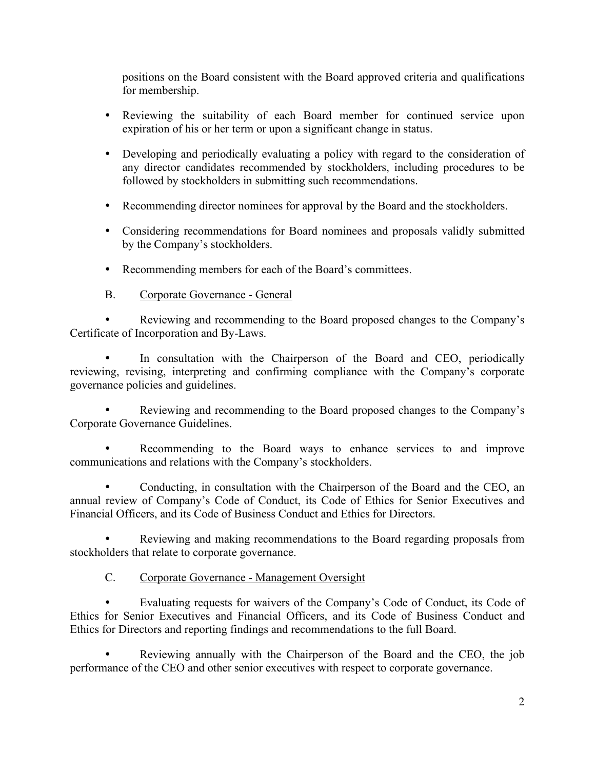positions on the Board consistent with the Board approved criteria and qualifications for membership.

- Reviewing the suitability of each Board member for continued service upon expiration of his or her term or upon a significant change in status.
- Developing and periodically evaluating a policy with regard to the consideration of any director candidates recommended by stockholders, including procedures to be followed by stockholders in submitting such recommendations.
- Recommending director nominees for approval by the Board and the stockholders.
- Considering recommendations for Board nominees and proposals validly submitted by the Company's stockholders.
- Recommending members for each of the Board's committees.

B. Corporate Governance - General

- Reviewing and recommending to the Board proposed changes to the Company's Certificate of Incorporation and By-Laws.
- In consultation with the Chairperson of the Board and CEO, periodically reviewing, revising, interpreting and confirming compliance with the Company's corporate governance policies and guidelines.
- Reviewing and recommending to the Board proposed changes to the Company's Corporate Governance Guidelines.
- Recommending to the Board ways to enhance services to and improve communications and relations with the Company's stockholders.
- Conducting, in consultation with the Chairperson of the Board and the CEO, an annual review of Company's Code of Conduct, its Code of Ethics for Senior Executives and Financial Officers, and its Code of Business Conduct and Ethics for Directors.
- Reviewing and making recommendations to the Board regarding proposals from stockholders that relate to corporate governance.

C. Corporate Governance - Management Oversight

- Evaluating requests for waivers of the Company's Code of Conduct, its Code of Ethics for Senior Executives and Financial Officers, and its Code of Business Conduct and Ethics for Directors and reporting findings and recommendations to the full Board.
- Reviewing annually with the Chairperson of the Board and the CEO, the job performance of the CEO and other senior executives with respect to corporate governance.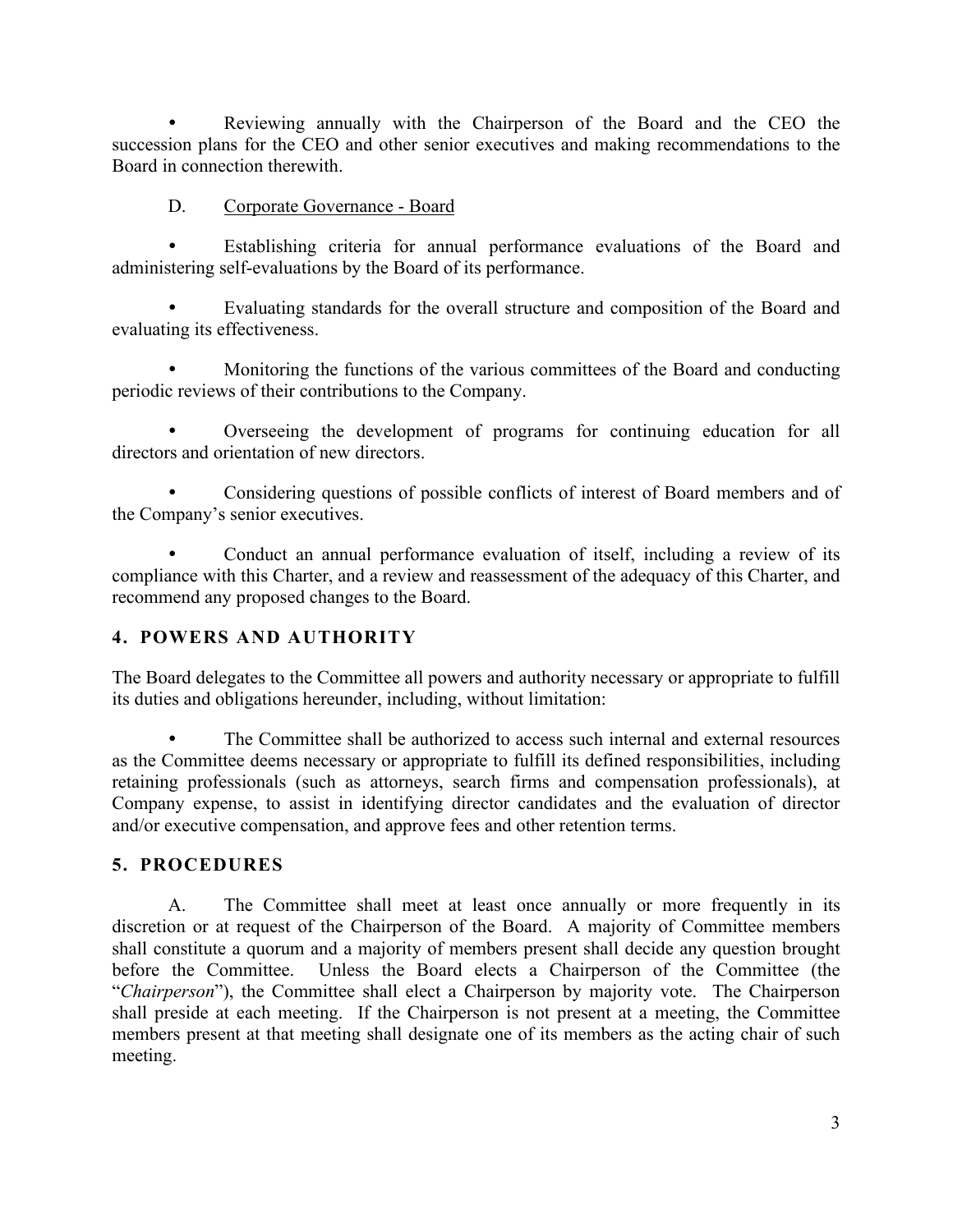- Reviewing annually with the Chairperson of the Board and the CEO the succession plans for the CEO and other senior executives and making recommendations to the Board in connection therewith.

D. Corporate Governance - Board

- Establishing criteria for annual performance evaluations of the Board and administering self-evaluations by the Board of its performance.
- Evaluating standards for the overall structure and composition of the Board and evaluating its effectiveness.
- Monitoring the functions of the various committees of the Board and conducting periodic reviews of their contributions to the Company.
- Overseeing the development of programs for continuing education for all directors and orientation of new directors.
- Considering questions of possible conflicts of interest of Board members and of the Company's senior executives.
- Conduct an annual performance evaluation of itself, including a review of its compliance with this Charter, and a review and reassessment of the adequacy of this Charter, and recommend any proposed changes to the Board.

## 4. POWERS AND AUTHORITY

The Board delegates to the Committee all powers and authority necessary or appropriate to fulfill its duties and obligations hereunder, including, without limitation:

- The Committee shall be authorized to access such internal and external resources as the Committee deems necessary or appropriate to fulfill its defined responsibilities, including retaining professionals (such as attorneys, search firms and compensation professionals), at Company expense, to assist in identifying director candidates and the evaluation of director and/or executive compensation, and approve fees and other retention terms.

## 5. PROCEDURES

A. The Committee shall meet at least once annually or more frequently in its discretion or at request of the Chairperson of the Board. A majority of Committee members shall constitute a quorum and a majority of members present shall decide any question brought before the Committee. Unless the Board elects a Chairperson of the Committee (the "*Chairperson*"), the Committee shall elect a Chairperson by majority vote. The Chairperson shall preside at each meeting. If the Chairperson is not present at a meeting, the Committee members present at that meeting shall designate one of its members as the acting chair of such meeting.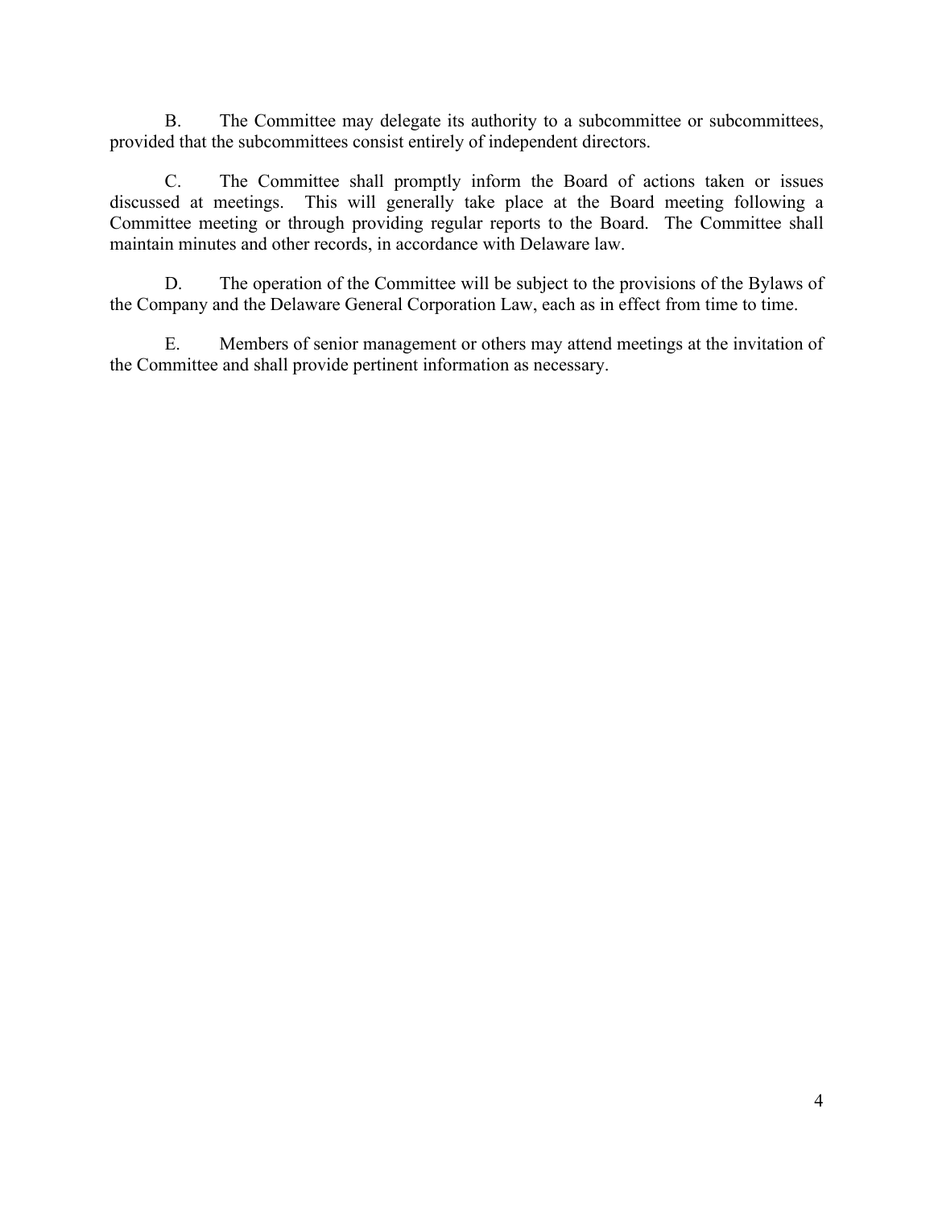B. The Committee may delegate its authority to a subcommittee or subcommittees, provided that the subcommittees consist entirely of independent directors.

C. The Committee shall promptly inform the Board of actions taken or issues discussed at meetings. This will generally take place at the Board meeting following a Committee meeting or through providing regular reports to the Board. The Committee shall maintain minutes and other records, in accordance with Delaware law.

D. The operation of the Committee will be subject to the provisions of the Bylaws of the Company and the Delaware General Corporation Law, each as in effect from time to time.

E. Members of senior management or others may attend meetings at the invitation of the Committee and shall provide pertinent information as necessary.